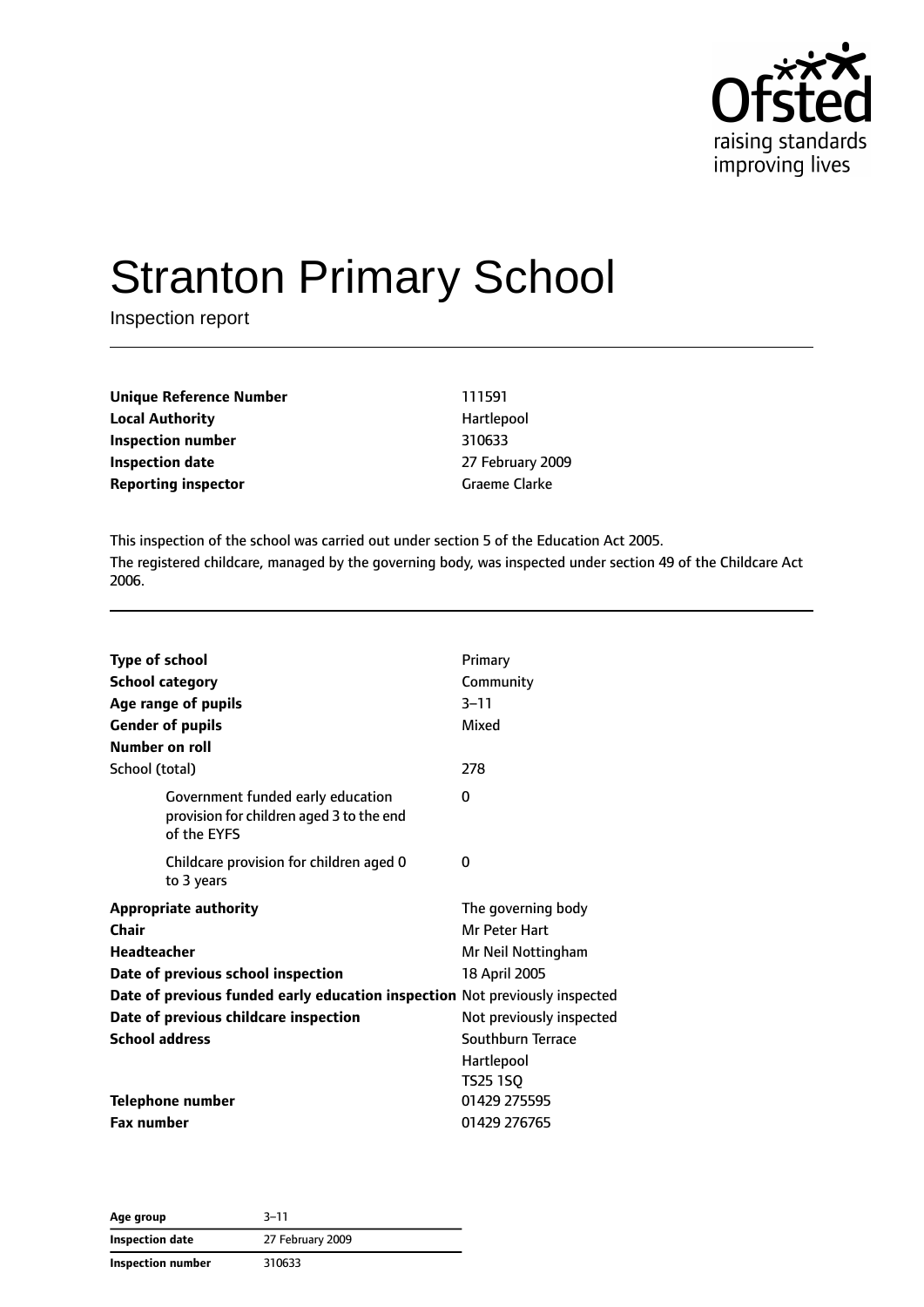# Stranton Primary School

Inspection report

| | |
|---|---|
| **Unique Reference Number** | 111591 |
| **Local Authority** | Hartlepool |
| **Inspection number** | 310633 |
| **Inspection date** | 27 February 2009 |
| **Reporting inspector** | Graeme Clarke |

This inspection of the school was carried out under section 5 of the Education Act 2005.

The registered childcare, managed by the governing body, was inspected under section 49 of the Childcare Act 2006.

| | |
|---|---|
| **Type of school** | Primary |
| **School category** | Community |
| **Age range of pupils** | 3–11 |
| **Gender of pupils** | Mixed |
| **Number on roll** | |
| School (total) | 278 |
| Government funded early education provision for children aged 3 to the end of the EYFS | 0 |
| Childcare provision for children aged 0 to 3 years | 0 |
| **Appropriate authority** | The governing body |
| **Chair** | Mr Peter Hart |
| **Headteacher** | Mr Neil Nottingham |
| **Date of previous school inspection** | 18 April 2005 |
| **Date of previous funded early education inspection** | Not previously inspected |
| **Date of previous childcare inspection** | Not previously inspected |
| **School address** | Southburn Terrace<br>Hartlepool<br>TS25 1SQ |
| **Telephone number** | 01429 275595 |
| **Fax number** | 01429 276765 |

| | |
|---|---|
| **Age group** | 3–11 |
| **Inspection date** | 27 February 2009 |
| **Inspection number** | 310633 |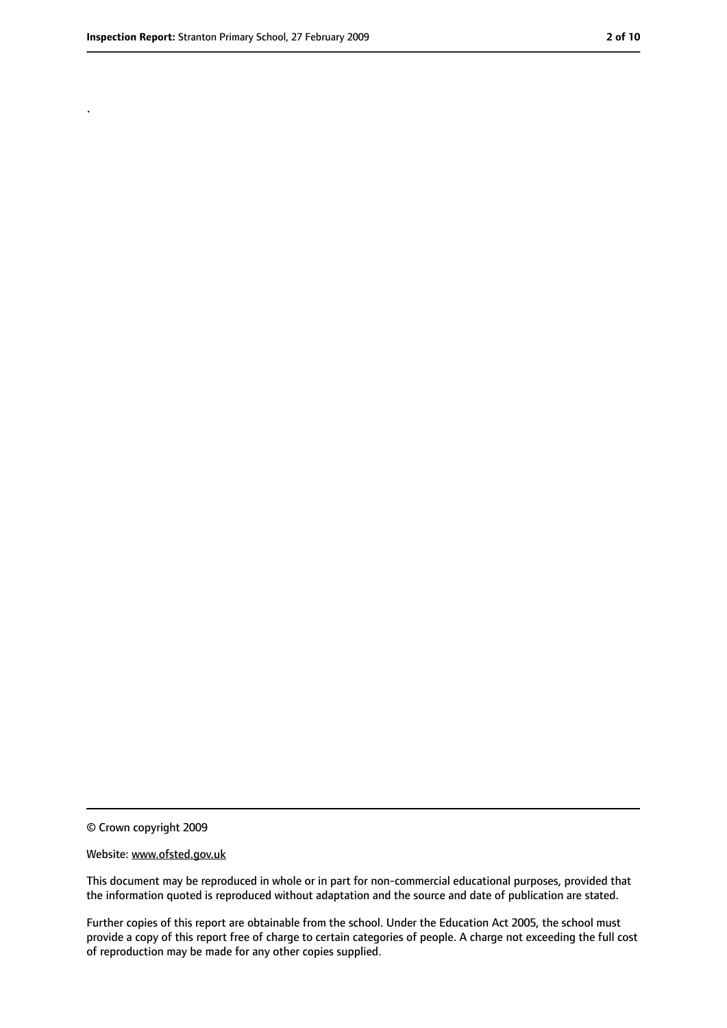.

© Crown copyright 2009

Website: www.ofsted.gov.uk

This document may be reproduced in whole or in part for non-commercial educational purposes, provided that the information quoted is reproduced without adaptation and the source and date of publication are stated.

Further copies of this report are obtainable from the school. Under the Education Act 2005, the school must provide a copy of this report free of charge to certain categories of people. A charge not exceeding the full cost of reproduction may be made for any other copies supplied.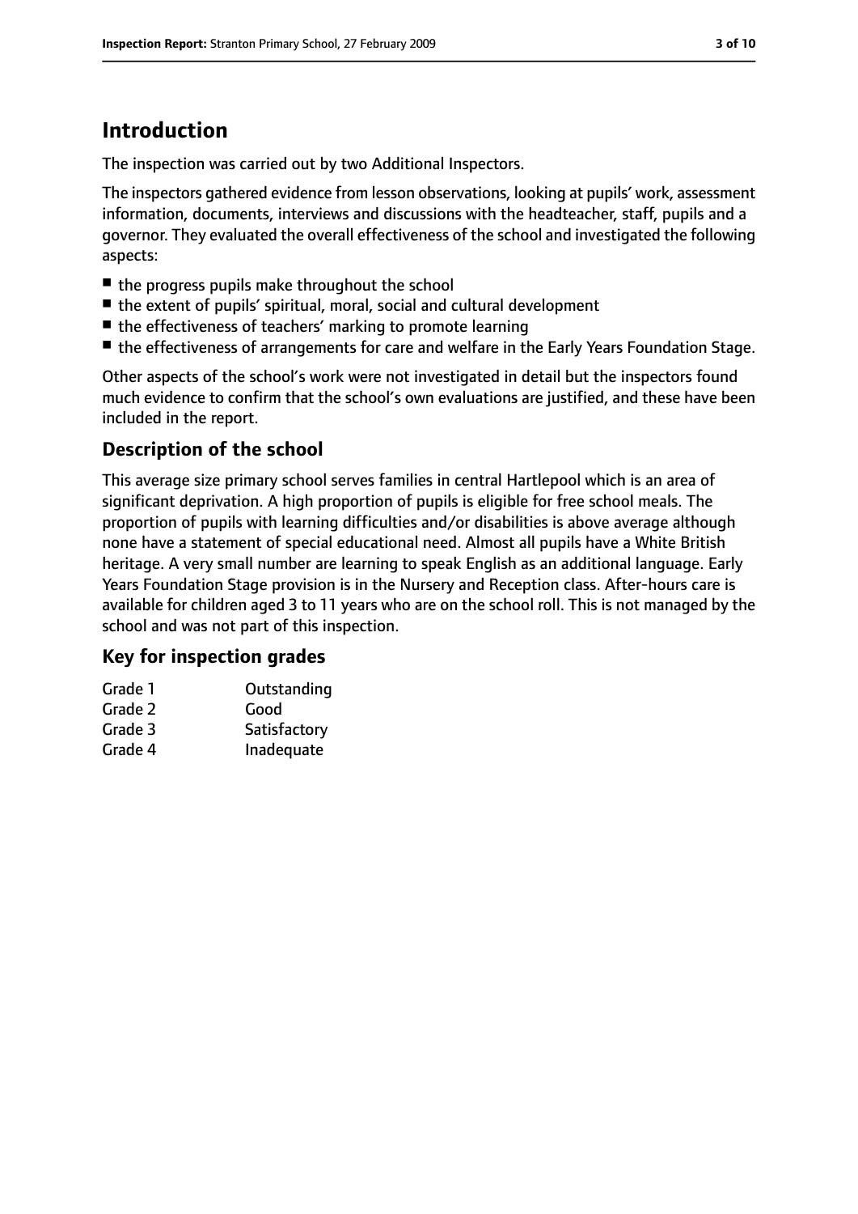# Introduction

The inspection was carried out by two Additional Inspectors.

The inspectors gathered evidence from lesson observations, looking at pupils' work, assessment information, documents, interviews and discussions with the headteacher, staff, pupils and a governor. They evaluated the overall effectiveness of the school and investigated the following aspects:

- the progress pupils make throughout the school
- the extent of pupils' spiritual, moral, social and cultural development
- the effectiveness of teachers' marking to promote learning
- the effectiveness of arrangements for care and welfare in the Early Years Foundation Stage.

Other aspects of the school's work were not investigated in detail but the inspectors found much evidence to confirm that the school's own evaluations are justified, and these have been included in the report.

## Description of the school

This average size primary school serves families in central Hartlepool which is an area of significant deprivation. A high proportion of pupils is eligible for free school meals. The proportion of pupils with learning difficulties and/or disabilities is above average although none have a statement of special educational need. Almost all pupils have a White British heritage. A very small number are learning to speak English as an additional language. Early Years Foundation Stage provision is in the Nursery and Reception class. After-hours care is available for children aged 3 to 11 years who are on the school roll. This is not managed by the school and was not part of this inspection.

## Key for inspection grades

| | |
|---|---|
| Grade 1 | Outstanding |
| Grade 2 | Good |
| Grade 3 | Satisfactory |
| Grade 4 | Inadequate |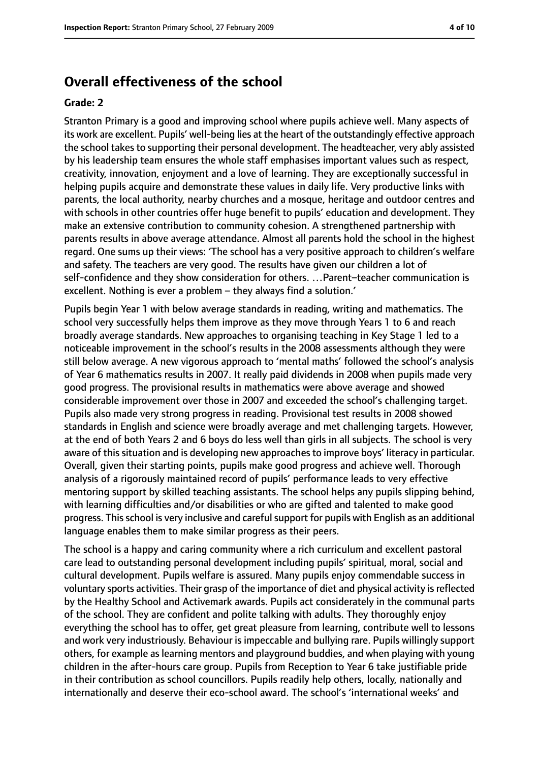## Overall effectiveness of the school

**Grade: 2**

Stranton Primary is a good and improving school where pupils achieve well. Many aspects of its work are excellent. Pupils' well-being lies at the heart of the outstandingly effective approach the school takes to supporting their personal development. The headteacher, very ably assisted by his leadership team ensures the whole staff emphasises important values such as respect, creativity, innovation, enjoyment and a love of learning. They are exceptionally successful in helping pupils acquire and demonstrate these values in daily life. Very productive links with parents, the local authority, nearby churches and a mosque, heritage and outdoor centres and with schools in other countries offer huge benefit to pupils' education and development. They make an extensive contribution to community cohesion. A strengthened partnership with parents results in above average attendance. Almost all parents hold the school in the highest regard. One sums up their views: 'The school has a very positive approach to children's welfare and safety. The teachers are very good. The results have given our children a lot of self-confidence and they show consideration for others. …Parent–teacher communication is excellent. Nothing is ever a problem – they always find a solution.'

Pupils begin Year 1 with below average standards in reading, writing and mathematics. The school very successfully helps them improve as they move through Years 1 to 6 and reach broadly average standards. New approaches to organising teaching in Key Stage 1 led to a noticeable improvement in the school's results in the 2008 assessments although they were still below average. A new vigorous approach to 'mental maths' followed the school's analysis of Year 6 mathematics results in 2007. It really paid dividends in 2008 when pupils made very good progress. The provisional results in mathematics were above average and showed considerable improvement over those in 2007 and exceeded the school's challenging target. Pupils also made very strong progress in reading. Provisional test results in 2008 showed standards in English and science were broadly average and met challenging targets. However, at the end of both Years 2 and 6 boys do less well than girls in all subjects. The school is very aware of this situation and is developing new approaches to improve boys' literacy in particular. Overall, given their starting points, pupils make good progress and achieve well. Thorough analysis of a rigorously maintained record of pupils' performance leads to very effective mentoring support by skilled teaching assistants. The school helps any pupils slipping behind, with learning difficulties and/or disabilities or who are gifted and talented to make good progress. This school is very inclusive and careful support for pupils with English as an additional language enables them to make similar progress as their peers.

The school is a happy and caring community where a rich curriculum and excellent pastoral care lead to outstanding personal development including pupils' spiritual, moral, social and cultural development. Pupils welfare is assured. Many pupils enjoy commendable success in voluntary sports activities. Their grasp of the importance of diet and physical activity is reflected by the Healthy School and Activemark awards. Pupils act considerately in the communal parts of the school. They are confident and polite talking with adults. They thoroughly enjoy everything the school has to offer, get great pleasure from learning, contribute well to lessons and work very industriously. Behaviour is impeccable and bullying rare. Pupils willingly support others, for example as learning mentors and playground buddies, and when playing with young children in the after-hours care group. Pupils from Reception to Year 6 take justifiable pride in their contribution as school councillors. Pupils readily help others, locally, nationally and internationally and deserve their eco-school award. The school's 'international weeks' and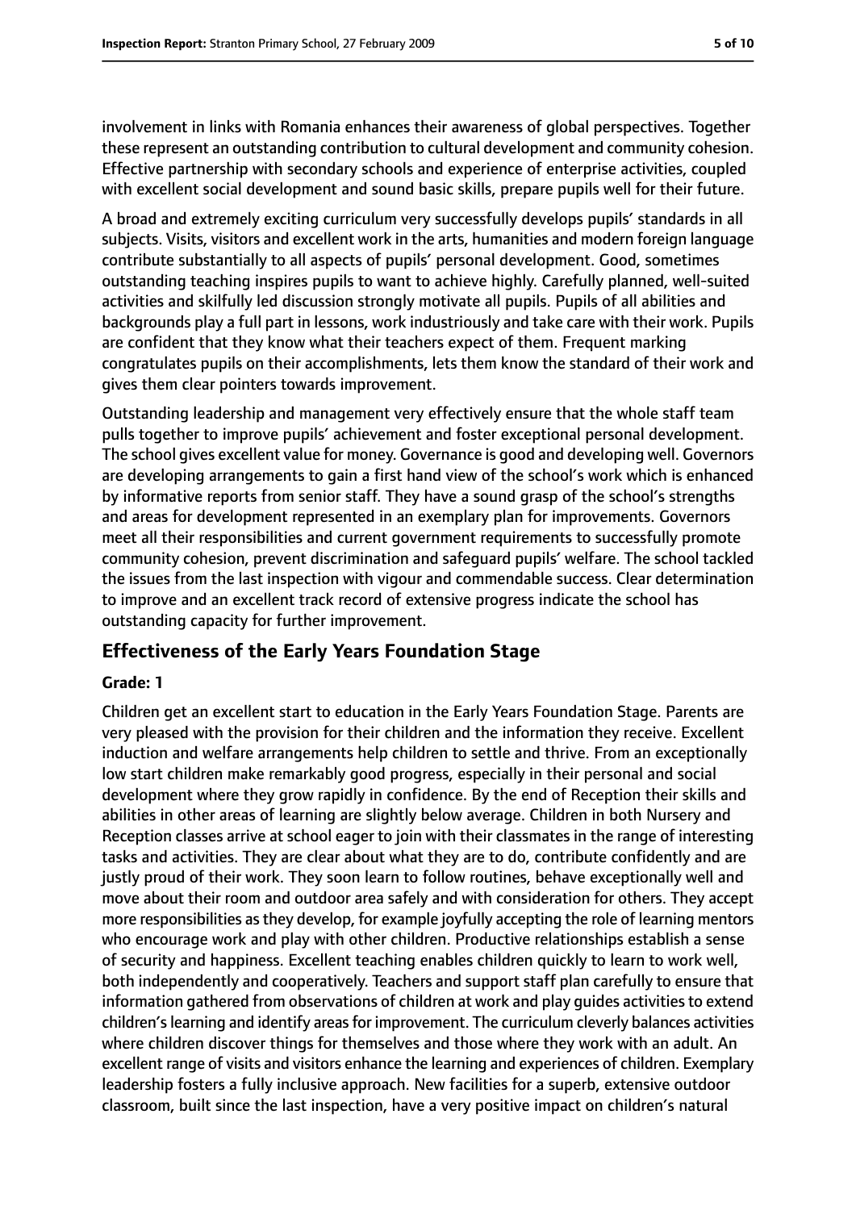involvement in links with Romania enhances their awareness of global perspectives. Together these represent an outstanding contribution to cultural development and community cohesion. Effective partnership with secondary schools and experience of enterprise activities, coupled with excellent social development and sound basic skills, prepare pupils well for their future.

A broad and extremely exciting curriculum very successfully develops pupils' standards in all subjects. Visits, visitors and excellent work in the arts, humanities and modern foreign language contribute substantially to all aspects of pupils' personal development. Good, sometimes outstanding teaching inspires pupils to want to achieve highly. Carefully planned, well-suited activities and skilfully led discussion strongly motivate all pupils. Pupils of all abilities and backgrounds play a full part in lessons, work industriously and take care with their work. Pupils are confident that they know what their teachers expect of them. Frequent marking congratulates pupils on their accomplishments, lets them know the standard of their work and gives them clear pointers towards improvement.

Outstanding leadership and management very effectively ensure that the whole staff team pulls together to improve pupils' achievement and foster exceptional personal development. The school gives excellent value for money. Governance is good and developing well. Governors are developing arrangements to gain a first hand view of the school's work which is enhanced by informative reports from senior staff. They have a sound grasp of the school's strengths and areas for development represented in an exemplary plan for improvements. Governors meet all their responsibilities and current government requirements to successfully promote community cohesion, prevent discrimination and safeguard pupils' welfare. The school tackled the issues from the last inspection with vigour and commendable success. Clear determination to improve and an excellent track record of extensive progress indicate the school has outstanding capacity for further improvement.

## Effectiveness of the Early Years Foundation Stage

**Grade: 1**

Children get an excellent start to education in the Early Years Foundation Stage. Parents are very pleased with the provision for their children and the information they receive. Excellent induction and welfare arrangements help children to settle and thrive. From an exceptionally low start children make remarkably good progress, especially in their personal and social development where they grow rapidly in confidence. By the end of Reception their skills and abilities in other areas of learning are slightly below average. Children in both Nursery and Reception classes arrive at school eager to join with their classmates in the range of interesting tasks and activities. They are clear about what they are to do, contribute confidently and are justly proud of their work. They soon learn to follow routines, behave exceptionally well and move about their room and outdoor area safely and with consideration for others. They accept more responsibilities as they develop, for example joyfully accepting the role of learning mentors who encourage work and play with other children. Productive relationships establish a sense of security and happiness. Excellent teaching enables children quickly to learn to work well, both independently and cooperatively. Teachers and support staff plan carefully to ensure that information gathered from observations of children at work and play guides activities to extend children's learning and identify areas for improvement. The curriculum cleverly balances activities where children discover things for themselves and those where they work with an adult. An excellent range of visits and visitors enhance the learning and experiences of children. Exemplary leadership fosters a fully inclusive approach. New facilities for a superb, extensive outdoor classroom, built since the last inspection, have a very positive impact on children's natural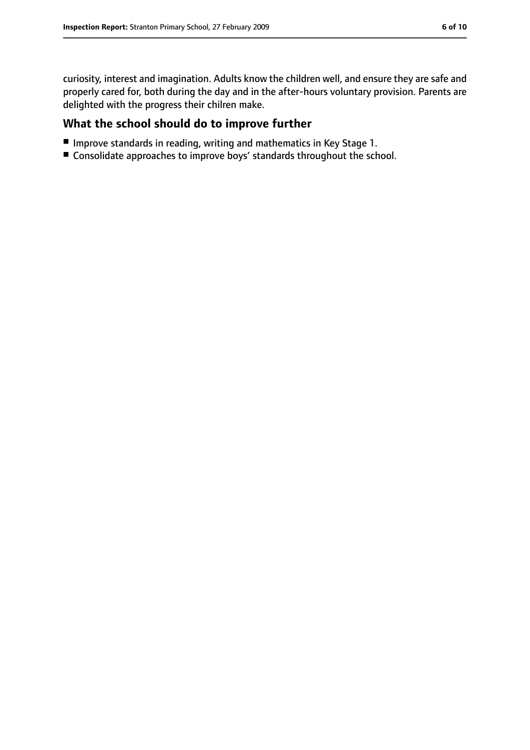curiosity, interest and imagination. Adults know the children well, and ensure they are safe and properly cared for, both during the day and in the after-hours voluntary provision. Parents are delighted with the progress their chilren make.

## What the school should do to improve further

- Improve standards in reading, writing and mathematics in Key Stage 1.
- Consolidate approaches to improve boys' standards throughout the school.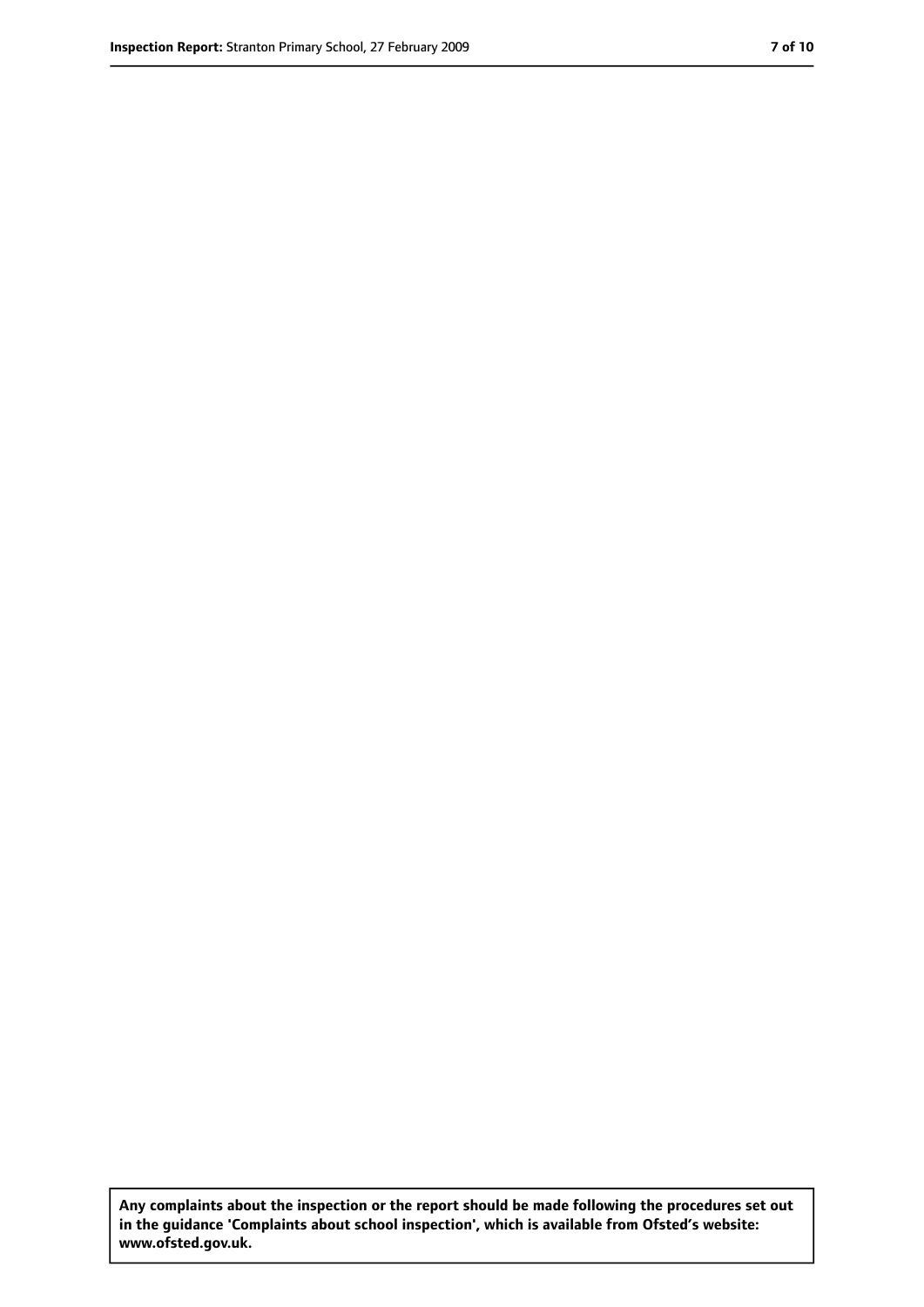**Any complaints about the inspection or the report should be made following the procedures set out in the guidance 'Complaints about school inspection', which is available from Ofsted's website: www.ofsted.gov.uk.**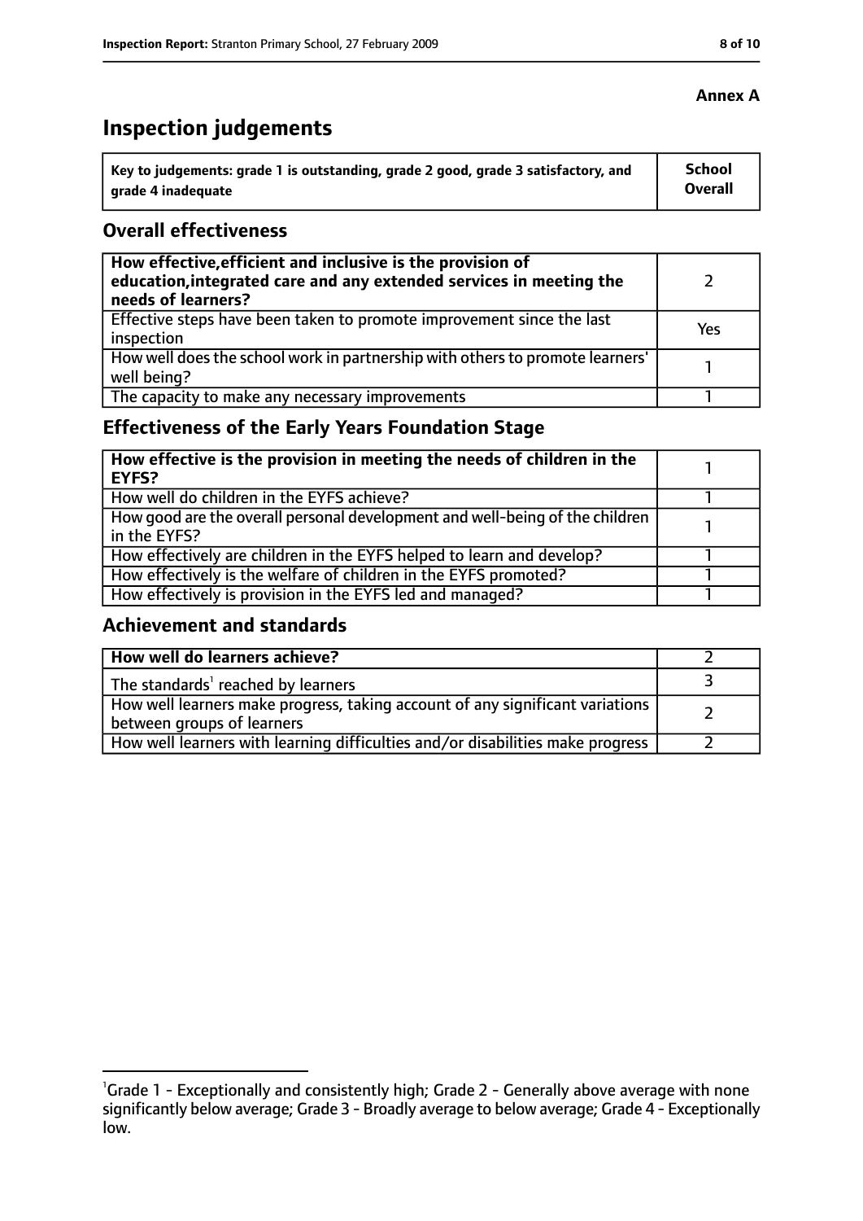**Annex A**

# Inspection judgements

| Key to judgements: grade 1 is outstanding, grade 2 good, grade 3 satisfactory, and grade 4 inadequate | School Overall |
| --- | --- |

## Overall effectiveness

| | |
| --- | --- |
| **How effective, efficient and inclusive is the provision of education, integrated care and any extended services in meeting the needs of learners?** | 2 |
| Effective steps have been taken to promote improvement since the last inspection | Yes |
| How well does the school work in partnership with others to promote learners' well being? | 1 |
| The capacity to make any necessary improvements | 1 |

## Effectiveness of the Early Years Foundation Stage

| | |
| --- | --- |
| **How effective is the provision in meeting the needs of children in the EYFS?** | 1 |
| How well do children in the EYFS achieve? | 1 |
| How good are the overall personal development and well-being of the children in the EYFS? | 1 |
| How effectively are children in the EYFS helped to learn and develop? | 1 |
| How effectively is the welfare of children in the EYFS promoted? | 1 |
| How effectively is provision in the EYFS led and managed? | 1 |

## Achievement and standards

| | |
| --- | --- |
| **How well do learners achieve?** | 2 |
| The standards[1] reached by learners | 3 |
| How well learners make progress, taking account of any significant variations between groups of learners | 2 |
| How well learners with learning difficulties and/or disabilities make progress | 2 |

[1]Grade 1 - Exceptionally and consistently high; Grade 2 - Generally above average with none significantly below average; Grade 3 - Broadly average to below average; Grade 4 - Exceptionally low.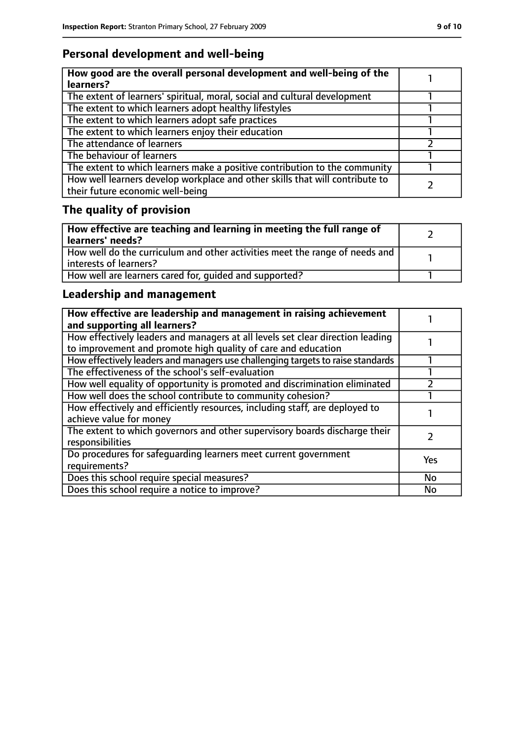## Personal development and well-being

| **How good are the overall personal development and well-being of the learners?** | 1 |
|---|---|
| The extent of learners' spiritual, moral, social and cultural development | 1 |
| The extent to which learners adopt healthy lifestyles | 1 |
| The extent to which learners adopt safe practices | 1 |
| The extent to which learners enjoy their education | 1 |
| The attendance of learners | 2 |
| The behaviour of learners | 1 |
| The extent to which learners make a positive contribution to the community | 1 |
| How well learners develop workplace and other skills that will contribute to their future economic well-being | 2 |

## The quality of provision

| **How effective are teaching and learning in meeting the full range of learners' needs?** | 2 |
|---|---|
| How well do the curriculum and other activities meet the range of needs and interests of learners? | 1 |
| How well are learners cared for, guided and supported? | 1 |

## Leadership and management

| **How effective are leadership and management in raising achievement and supporting all learners?** | 1 |
|---|---|
| How effectively leaders and managers at all levels set clear direction leading to improvement and promote high quality of care and education | 1 |
| How effectively leaders and managers use challenging targets to raise standards | 1 |
| The effectiveness of the school's self-evaluation | 1 |
| How well equality of opportunity is promoted and discrimination eliminated | 2 |
| How well does the school contribute to community cohesion? | 1 |
| How effectively and efficiently resources, including staff, are deployed to achieve value for money | 1 |
| The extent to which governors and other supervisory boards discharge their responsibilities | 2 |
| Do procedures for safeguarding learners meet current government requirements? | Yes |
| Does this school require special measures? | No |
| Does this school require a notice to improve? | No |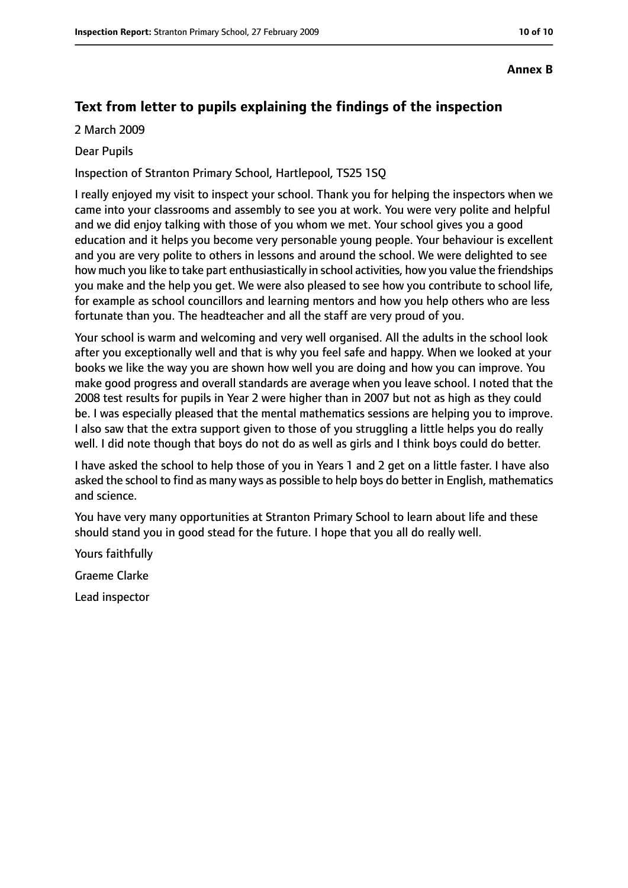**Annex B**

## Text from letter to pupils explaining the findings of the inspection

2 March 2009

Dear Pupils

Inspection of Stranton Primary School, Hartlepool, TS25 1SQ

I really enjoyed my visit to inspect your school. Thank you for helping the inspectors when we came into your classrooms and assembly to see you at work. You were very polite and helpful and we did enjoy talking with those of you whom we met. Your school gives you a good education and it helps you become very personable young people. Your behaviour is excellent and you are very polite to others in lessons and around the school. We were delighted to see how much you like to take part enthusiastically in school activities, how you value the friendships you make and the help you get. We were also pleased to see how you contribute to school life, for example as school councillors and learning mentors and how you help others who are less fortunate than you. The headteacher and all the staff are very proud of you.

Your school is warm and welcoming and very well organised. All the adults in the school look after you exceptionally well and that is why you feel safe and happy. When we looked at your books we like the way you are shown how well you are doing and how you can improve. You make good progress and overall standards are average when you leave school. I noted that the 2008 test results for pupils in Year 2 were higher than in 2007 but not as high as they could be. I was especially pleased that the mental mathematics sessions are helping you to improve. I also saw that the extra support given to those of you struggling a little helps you do really well. I did note though that boys do not do as well as girls and I think boys could do better.

I have asked the school to help those of you in Years 1 and 2 get on a little faster. I have also asked the school to find as many ways as possible to help boys do better in English, mathematics and science.

You have very many opportunities at Stranton Primary School to learn about life and these should stand you in good stead for the future. I hope that you all do really well.

Yours faithfully

Graeme Clarke

Lead inspector